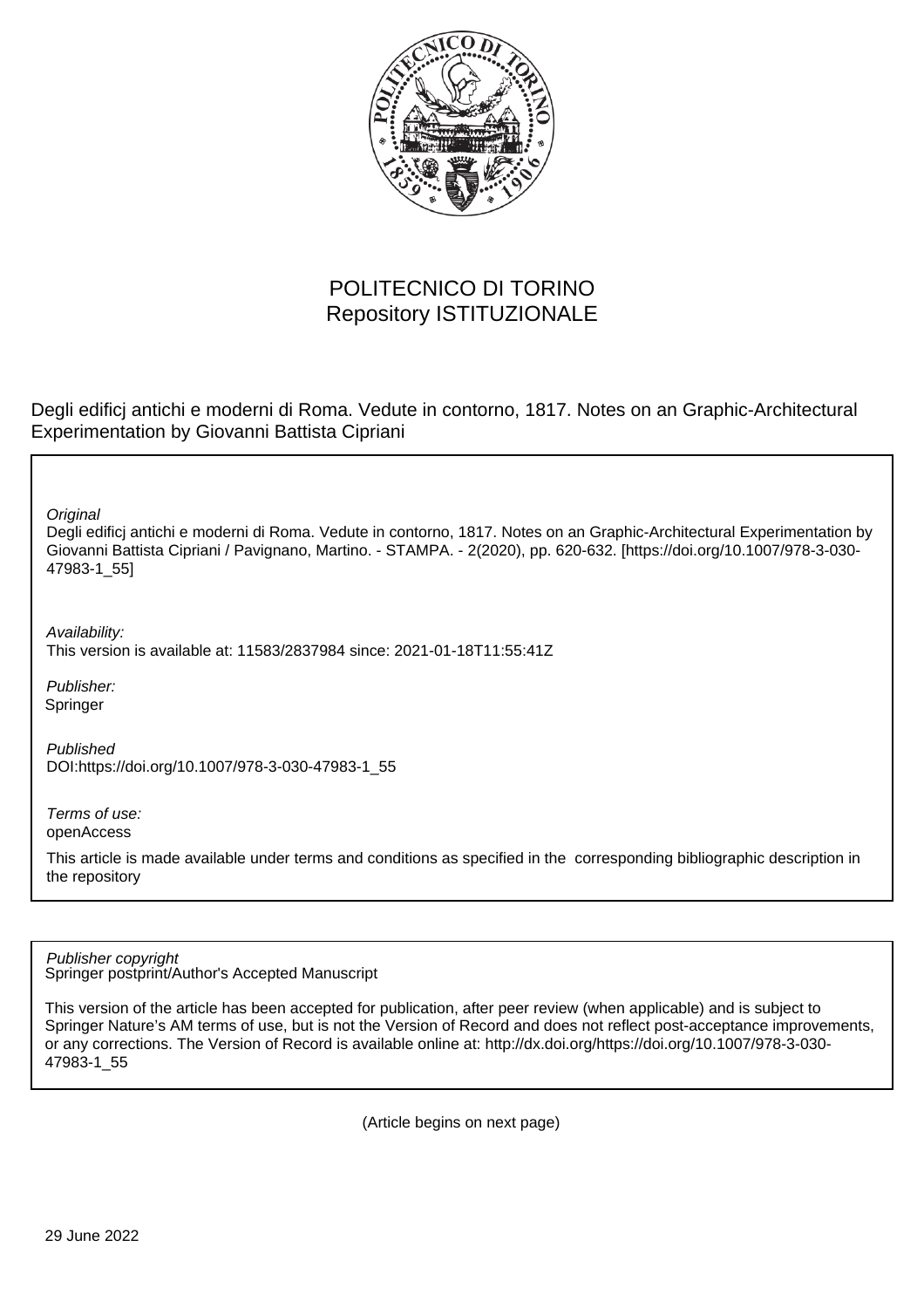POLITECNICO DI TORINO
Repository ISTITUZIONALE

Degli edificj antichi e moderni di Roma. Vedute in contorno, 1817. Notes on an Graphic-Architectural Experimentation by Giovanni Battista Cipriani

*Original*
Degli edificj antichi e moderni di Roma. Vedute in contorno, 1817. Notes on an Graphic-Architectural Experimentation by Giovanni Battista Cipriani / Pavignano, Martino. - STAMPA. - 2(2020), pp. 620-632. [https://doi.org/10.1007/978-3-030-47983-1_55]

*Availability:*
This version is available at: 11583/2837984 since: 2021-01-18T11:55:41Z

*Publisher:*
Springer

*Published*
DOI:https://doi.org/10.1007/978-3-030-47983-1_55

*Terms of use:*
openAccess

This article is made available under terms and conditions as specified in the corresponding bibliographic description in the repository

*Publisher copyright*
Springer postprint/Author's Accepted Manuscript

This version of the article has been accepted for publication, after peer review (when applicable) and is subject to Springer Nature's AM terms of use, but is not the Version of Record and does not reflect post-acceptance improvements, or any corrections. The Version of Record is available online at: http://dx.doi.org/https://doi.org/10.1007/978-3-030-47983-1_55

(Article begins on next page)

29 June 2022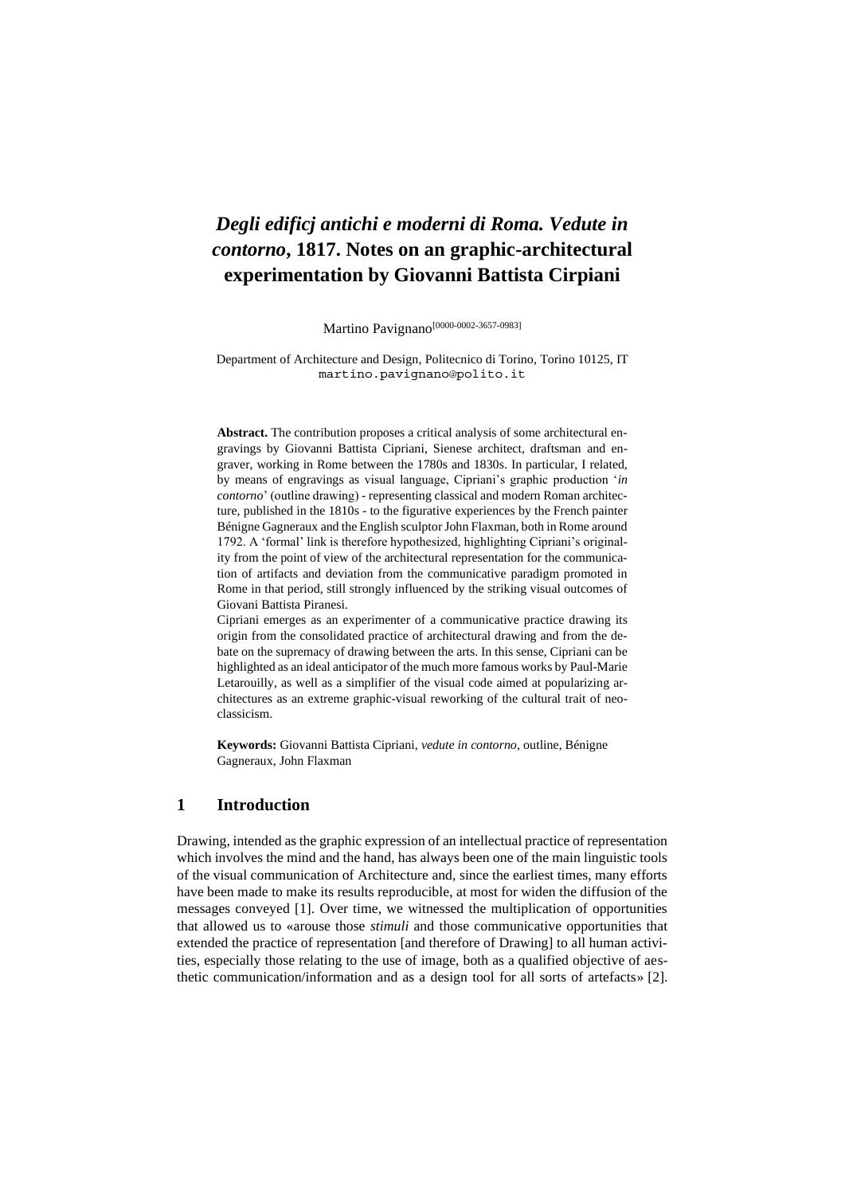# *Degli edificj antichi e moderni di Roma. Vedute in contorno*, 1817. Notes on an graphic-architectural experimentation by Giovanni Battista Cirpiani

Martino Pavignano[0000-0002-3657-0983]

Department of Architecture and Design, Politecnico di Torino, Torino 10125, IT
martino.pavignano@polito.it

**Abstract.** The contribution proposes a critical analysis of some architectural engravings by Giovanni Battista Cipriani, Sienese architect, draftsman and engraver, working in Rome between the 1780s and 1830s. In particular, I related, by means of engravings as visual language, Cipriani's graphic production '*in contorno*' (outline drawing) - representing classical and modern Roman architecture, published in the 1810s - to the figurative experiences by the French painter Bénigne Gagneraux and the English sculptor John Flaxman, both in Rome around 1792. A 'formal' link is therefore hypothesized, highlighting Cipriani's originality from the point of view of the architectural representation for the communication of artifacts and deviation from the communicative paradigm promoted in Rome in that period, still strongly influenced by the striking visual outcomes of Giovani Battista Piranesi.

Cipriani emerges as an experimenter of a communicative practice drawing its origin from the consolidated practice of architectural drawing and from the debate on the supremacy of drawing between the arts. In this sense, Cipriani can be highlighted as an ideal anticipator of the much more famous works by Paul-Marie Letarouilly, as well as a simplifier of the visual code aimed at popularizing architectures as an extreme graphic-visual reworking of the cultural trait of neoclassicism.

**Keywords:** Giovanni Battista Cipriani, *vedute in contorno*, outline, Bénigne Gagneraux, John Flaxman

## 1 Introduction

Drawing, intended as the graphic expression of an intellectual practice of representation which involves the mind and the hand, has always been one of the main linguistic tools of the visual communication of Architecture and, since the earliest times, many efforts have been made to make its results reproducible, at most for widen the diffusion of the messages conveyed [1]. Over time, we witnessed the multiplication of opportunities that allowed us to «arouse those *stimuli* and those communicative opportunities that extended the practice of representation [and therefore of Drawing] to all human activities, especially those relating to the use of image, both as a qualified objective of aesthetic communication/information and as a design tool for all sorts of artefacts» [2].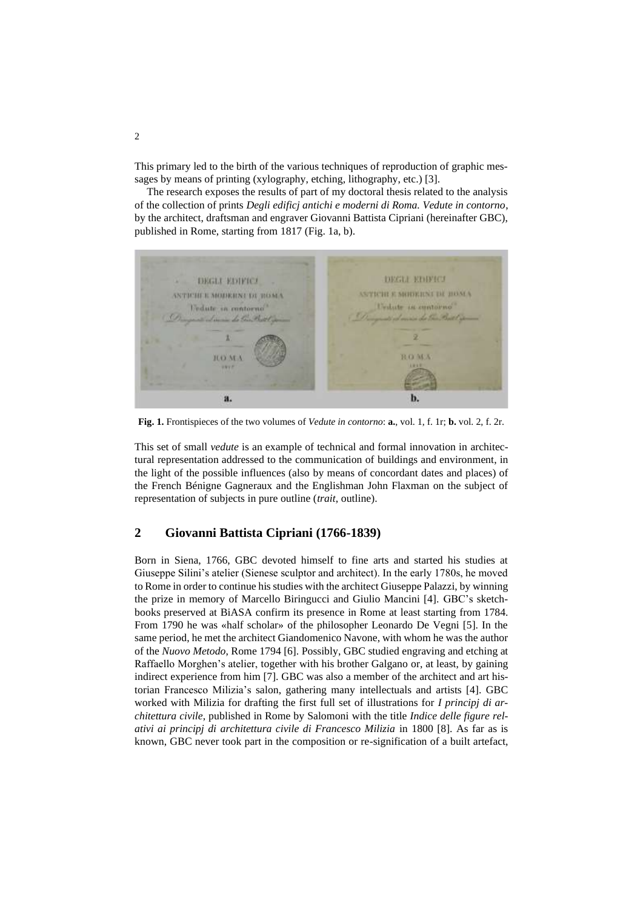This primary led to the birth of the various techniques of reproduction of graphic messages by means of printing (xylography, etching, lithography, etc.) [3].

The research exposes the results of part of my doctoral thesis related to the analysis of the collection of prints *Degli edificj antichi e moderni di Roma. Vedute in contorno*, by the architect, draftsman and engraver Giovanni Battista Cipriani (hereinafter GBC), published in Rome, starting from 1817 (Fig. 1a, b).

**Fig. 1.** Frontispieces of the two volumes of *Vedute in contorno*: **a.**, vol. 1, f. 1r; **b.** vol. 2, f. 2r.

This set of small *vedute* is an example of technical and formal innovation in architectural representation addressed to the communication of buildings and environment, in the light of the possible influences (also by means of concordant dates and places) of the French Bénigne Gagneraux and the Englishman John Flaxman on the subject of representation of subjects in pure outline (*trait*, outline).

## 2 Giovanni Battista Cipriani (1766-1839)

Born in Siena, 1766, GBC devoted himself to fine arts and started his studies at Giuseppe Silini's atelier (Sienese sculptor and architect). In the early 1780s, he moved to Rome in order to continue his studies with the architect Giuseppe Palazzi, by winning the prize in memory of Marcello Biringucci and Giulio Mancini [4]. GBC's sketchbooks preserved at BiASA confirm its presence in Rome at least starting from 1784. From 1790 he was «half scholar» of the philosopher Leonardo De Vegni [5]. In the same period, he met the architect Giandomenico Navone, with whom he was the author of the *Nuovo Metodo*, Rome 1794 [6]. Possibly, GBC studied engraving and etching at Raffaello Morghen's atelier, together with his brother Galgano or, at least, by gaining indirect experience from him [7]. GBC was also a member of the architect and art historian Francesco Milizia's salon, gathering many intellectuals and artists [4]. GBC worked with Milizia for drafting the first full set of illustrations for *I principj di architettura civile*, published in Rome by Salomoni with the title *Indice delle figure relativi ai principj di architettura civile di Francesco Milizia* in 1800 [8]. As far as is known, GBC never took part in the composition or re-signification of a built artefact,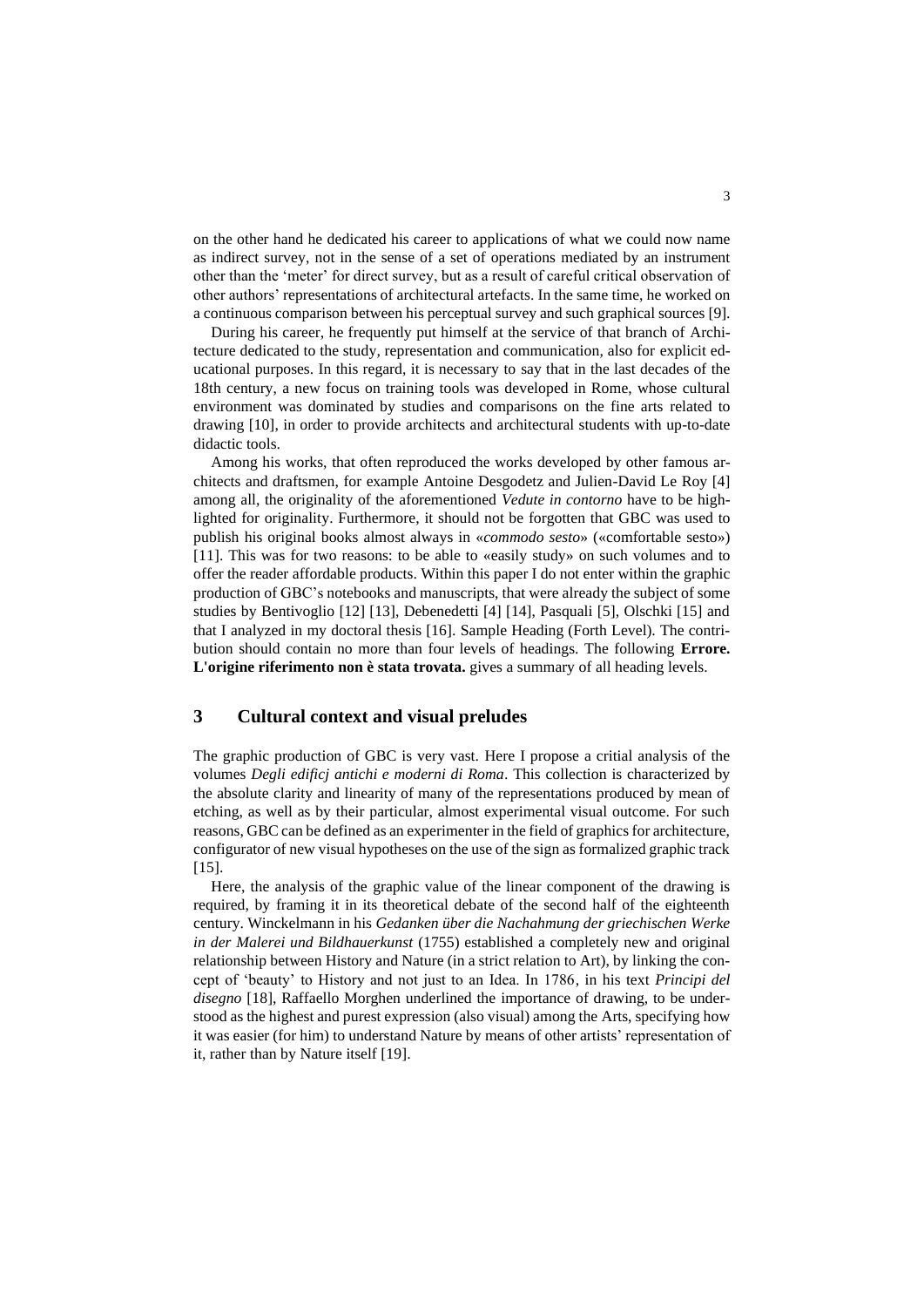on the other hand he dedicated his career to applications of what we could now name as indirect survey, not in the sense of a set of operations mediated by an instrument other than the 'meter' for direct survey, but as a result of careful critical observation of other authors' representations of architectural artefacts. In the same time, he worked on a continuous comparison between his perceptual survey and such graphical sources [9].

During his career, he frequently put himself at the service of that branch of Architecture dedicated to the study, representation and communication, also for explicit educational purposes. In this regard, it is necessary to say that in the last decades of the 18th century, a new focus on training tools was developed in Rome, whose cultural environment was dominated by studies and comparisons on the fine arts related to drawing [10], in order to provide architects and architectural students with up-to-date didactic tools.

Among his works, that often reproduced the works developed by other famous architects and draftsmen, for example Antoine Desgodetz and Julien-David Le Roy [4] among all, the originality of the aforementioned *Vedute in contorno* have to be highlighted for originality. Furthermore, it should not be forgotten that GBC was used to publish his original books almost always in «*commodo sesto*» («comfortable sesto») [11]. This was for two reasons: to be able to «easily study» on such volumes and to offer the reader affordable products. Within this paper I do not enter within the graphic production of GBC's notebooks and manuscripts, that were already the subject of some studies by Bentivoglio [12] [13], Debenedetti [4] [14], Pasquali [5], Olschki [15] and that I analyzed in my doctoral thesis [16]. Sample Heading (Forth Level). The contribution should contain no more than four levels of headings. The following **Errore. L'origine riferimento non è stata trovata.** gives a summary of all heading levels.

## 3 Cultural context and visual preludes

The graphic production of GBC is very vast. Here I propose a critial analysis of the volumes *Degli edificj antichi e moderni di Roma*. This collection is characterized by the absolute clarity and linearity of many of the representations produced by mean of etching, as well as by their particular, almost experimental visual outcome. For such reasons, GBC can be defined as an experimenter in the field of graphics for architecture, configurator of new visual hypotheses on the use of the sign as formalized graphic track [15].

Here, the analysis of the graphic value of the linear component of the drawing is required, by framing it in its theoretical debate of the second half of the eighteenth century. Winckelmann in his *Gedanken über die Nachahmung der griechischen Werke in der Malerei und Bildhauerkunst* (1755) established a completely new and original relationship between History and Nature (in a strict relation to Art), by linking the concept of 'beauty' to History and not just to an Idea. In 1786, in his text *Principi del disegno* [18], Raffaello Morghen underlined the importance of drawing, to be understood as the highest and purest expression (also visual) among the Arts, specifying how it was easier (for him) to understand Nature by means of other artists' representation of it, rather than by Nature itself [19].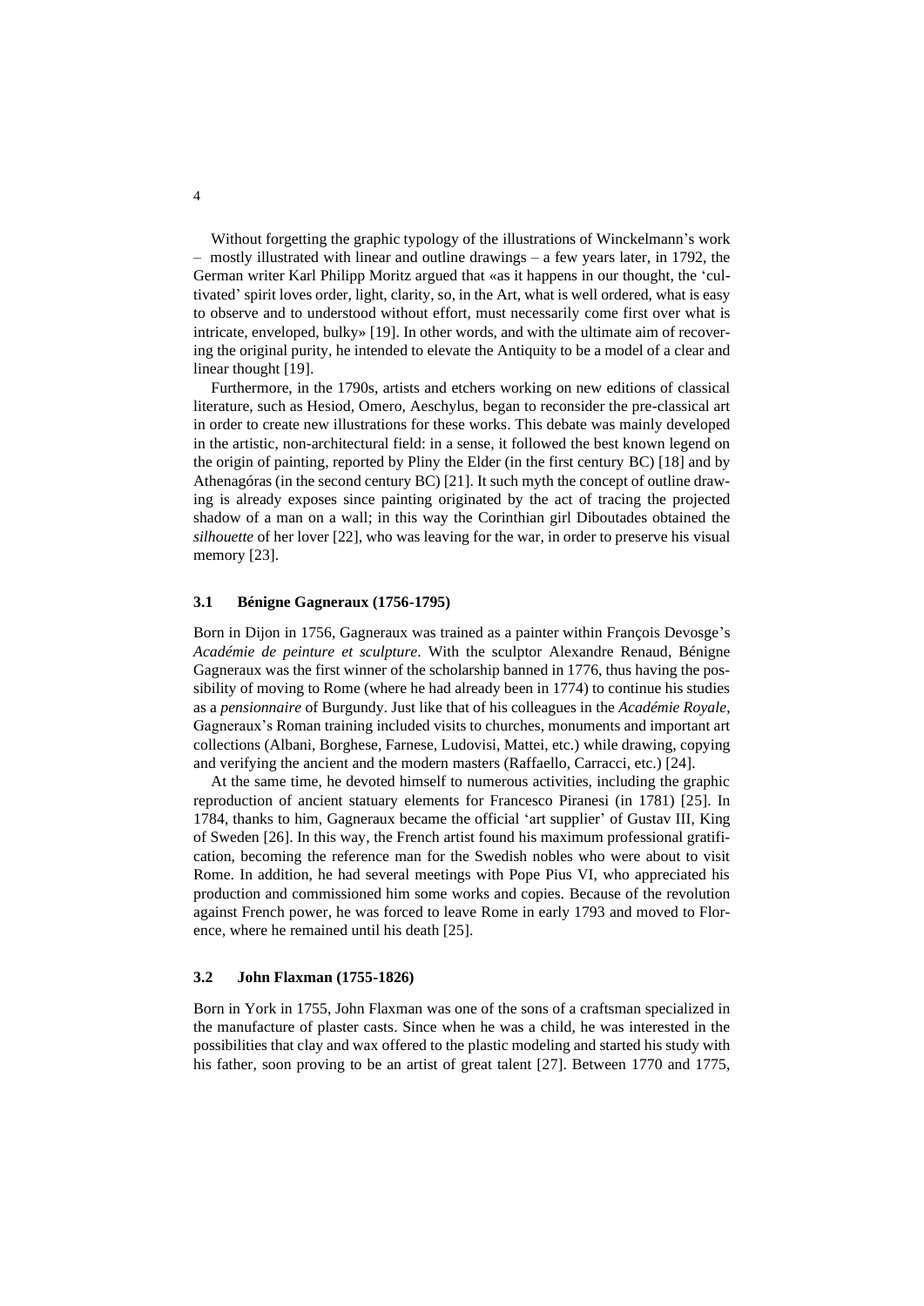Without forgetting the graphic typology of the illustrations of Winckelmann's work – mostly illustrated with linear and outline drawings – a few years later, in 1792, the German writer Karl Philipp Moritz argued that «as it happens in our thought, the 'cultivated' spirit loves order, light, clarity, so, in the Art, what is well ordered, what is easy to observe and to understood without effort, must necessarily come first over what is intricate, enveloped, bulky» [19]. In other words, and with the ultimate aim of recovering the original purity, he intended to elevate the Antiquity to be a model of a clear and linear thought [19].

Furthermore, in the 1790s, artists and etchers working on new editions of classical literature, such as Hesiod, Omero, Aeschylus, began to reconsider the pre-classical art in order to create new illustrations for these works. This debate was mainly developed in the artistic, non-architectural field: in a sense, it followed the best known legend on the origin of painting, reported by Pliny the Elder (in the first century BC) [18] and by Athenagóras (in the second century BC) [21]. It such myth the concept of outline drawing is already exposes since painting originated by the act of tracing the projected shadow of a man on a wall; in this way the Corinthian girl Diboutades obtained the *silhouette* of her lover [22], who was leaving for the war, in order to preserve his visual memory [23].

### 3.1 Bénigne Gagneraux (1756-1795)

Born in Dijon in 1756, Gagneraux was trained as a painter within François Devosge's *Académie de peinture et sculpture*. With the sculptor Alexandre Renaud, Bénigne Gagneraux was the first winner of the scholarship banned in 1776, thus having the possibility of moving to Rome (where he had already been in 1774) to continue his studies as a *pensionnaire* of Burgundy. Just like that of his colleagues in the *Académie Royale*, Gagneraux's Roman training included visits to churches, monuments and important art collections (Albani, Borghese, Farnese, Ludovisi, Mattei, etc.) while drawing, copying and verifying the ancient and the modern masters (Raffaello, Carracci, etc.) [24].

At the same time, he devoted himself to numerous activities, including the graphic reproduction of ancient statuary elements for Francesco Piranesi (in 1781) [25]. In 1784, thanks to him, Gagneraux became the official 'art supplier' of Gustav III, King of Sweden [26]. In this way, the French artist found his maximum professional gratification, becoming the reference man for the Swedish nobles who were about to visit Rome. In addition, he had several meetings with Pope Pius VI, who appreciated his production and commissioned him some works and copies. Because of the revolution against French power, he was forced to leave Rome in early 1793 and moved to Florence, where he remained until his death [25].

### 3.2 John Flaxman (1755-1826)

Born in York in 1755, John Flaxman was one of the sons of a craftsman specialized in the manufacture of plaster casts. Since when he was a child, he was interested in the possibilities that clay and wax offered to the plastic modeling and started his study with his father, soon proving to be an artist of great talent [27]. Between 1770 and 1775,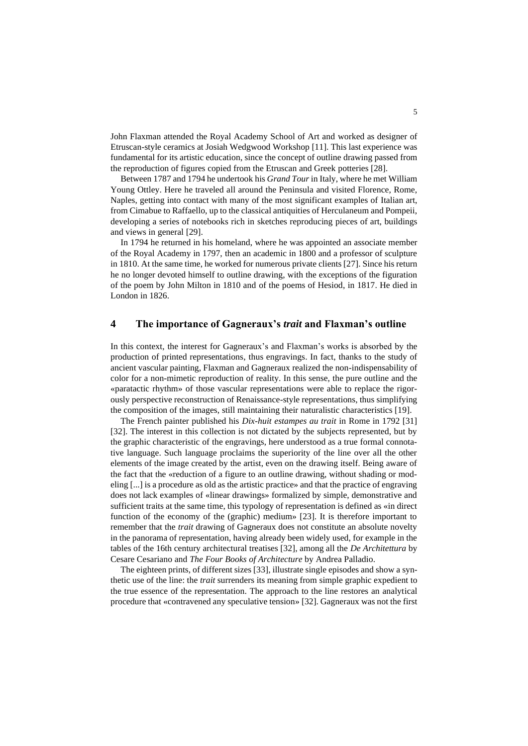John Flaxman attended the Royal Academy School of Art and worked as designer of Etruscan-style ceramics at Josiah Wedgwood Workshop [11]. This last experience was fundamental for its artistic education, since the concept of outline drawing passed from the reproduction of figures copied from the Etruscan and Greek potteries [28].

Between 1787 and 1794 he undertook his *Grand Tour* in Italy, where he met William Young Ottley. Here he traveled all around the Peninsula and visited Florence, Rome, Naples, getting into contact with many of the most significant examples of Italian art, from Cimabue to Raffaello, up to the classical antiquities of Herculaneum and Pompeii, developing a series of notebooks rich in sketches reproducing pieces of art, buildings and views in general [29].

In 1794 he returned in his homeland, where he was appointed an associate member of the Royal Academy in 1797, then an academic in 1800 and a professor of sculpture in 1810. At the same time, he worked for numerous private clients [27]. Since his return he no longer devoted himself to outline drawing, with the exceptions of the figuration of the poem by John Milton in 1810 and of the poems of Hesiod, in 1817. He died in London in 1826.

## 4 The importance of Gagneraux's *trait* and Flaxman's outline

In this context, the interest for Gagneraux's and Flaxman's works is absorbed by the production of printed representations, thus engravings. In fact, thanks to the study of ancient vascular painting, Flaxman and Gagneraux realized the non-indispensability of color for a non-mimetic reproduction of reality. In this sense, the pure outline and the «paratactic rhythm» of those vascular representations were able to replace the rigorously perspective reconstruction of Renaissance-style representations, thus simplifying the composition of the images, still maintaining their naturalistic characteristics [19].

The French painter published his *Dix-huit estampes au trait* in Rome in 1792 [31] [32]. The interest in this collection is not dictated by the subjects represented, but by the graphic characteristic of the engravings, here understood as a true formal connotative language. Such language proclaims the superiority of the line over all the other elements of the image created by the artist, even on the drawing itself. Being aware of the fact that the «reduction of a figure to an outline drawing, without shading or modeling [...] is a procedure as old as the artistic practice» and that the practice of engraving does not lack examples of «linear drawings» formalized by simple, demonstrative and sufficient traits at the same time, this typology of representation is defined as «in direct function of the economy of the (graphic) medium» [23]. It is therefore important to remember that the *trait* drawing of Gagneraux does not constitute an absolute novelty in the panorama of representation, having already been widely used, for example in the tables of the 16th century architectural treatises [32], among all the *De Architettura* by Cesare Cesariano and *The Four Books of Architecture* by Andrea Palladio.

The eighteen prints, of different sizes [33], illustrate single episodes and show a synthetic use of the line: the *trait* surrenders its meaning from simple graphic expedient to the true essence of the representation. The approach to the line restores an analytical procedure that «contravened any speculative tension» [32]. Gagneraux was not the first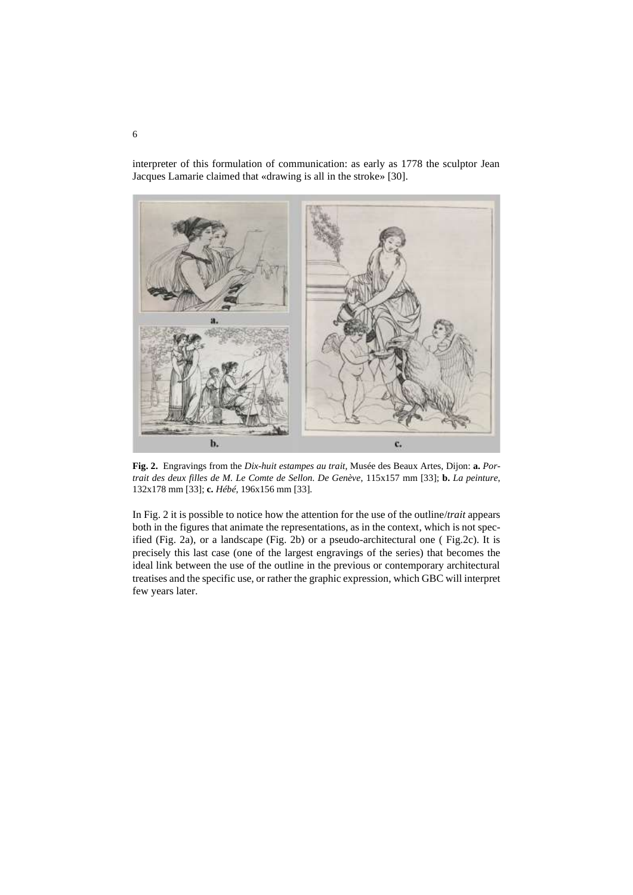interpreter of this formulation of communication: as early as 1778 the sculptor Jean Jacques Lamarie claimed that «drawing is all in the stroke» [30].

**Fig. 2.** Engravings from the *Dix-huit estampes au trait*, Musée des Beaux Artes, Dijon: **a.** *Portrait des deux filles de M. Le Comte de Sellon. De Genève*, 115x157 mm [33]; **b.** *La peinture*, 132x178 mm [33]; **c.** *Hébé*, 196x156 mm [33].

In Fig. 2 it is possible to notice how the attention for the use of the outline/*trait* appears both in the figures that animate the representations, as in the context, which is not specified (Fig. 2a), or a landscape (Fig. 2b) or a pseudo-architectural one ( Fig.2c). It is precisely this last case (one of the largest engravings of the series) that becomes the ideal link between the use of the outline in the previous or contemporary architectural treatises and the specific use, or rather the graphic expression, which GBC will interpret few years later.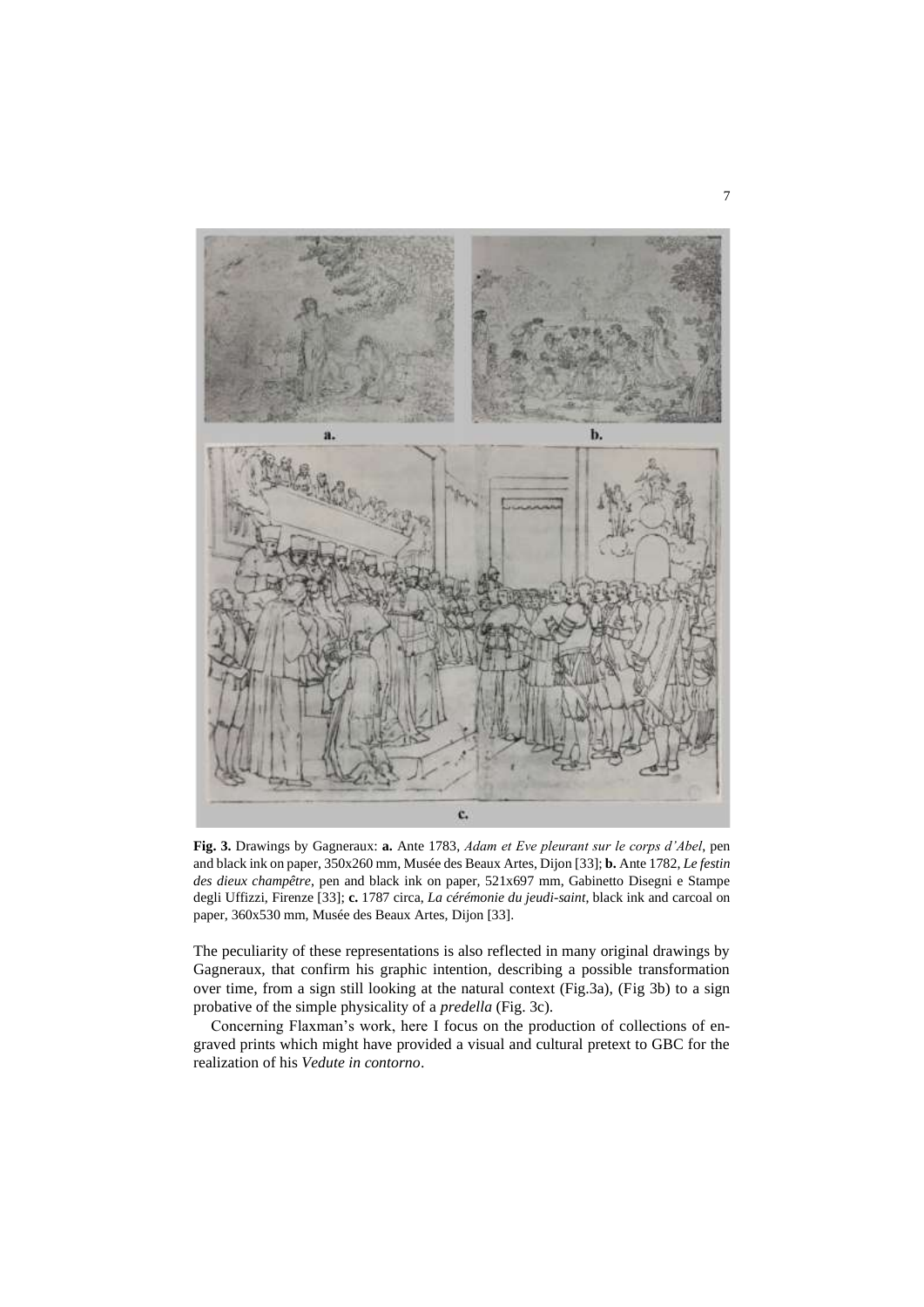**Fig. 3.** Drawings by Gagneraux: **a.** Ante 1783, *Adam et Eve pleurant sur le corps d'Abel*, pen and black ink on paper, 350x260 mm, Musée des Beaux Artes, Dijon [33]; **b.** Ante 1782, *Le festin des dieux champêtre*, pen and black ink on paper, 521x697 mm, Gabinetto Disegni e Stampe degli Uffizzi, Firenze [33]; **c.** 1787 circa, *La cérémonie du jeudi-saint*, black ink and carcoal on paper, 360x530 mm, Musée des Beaux Artes, Dijon [33].

The peculiarity of these representations is also reflected in many original drawings by Gagneraux, that confirm his graphic intention, describing a possible transformation over time, from a sign still looking at the natural context (Fig.3a), (Fig 3b) to a sign probative of the simple physicality of a *predella* (Fig. 3c).

Concerning Flaxman's work, here I focus on the production of collections of engraved prints which might have provided a visual and cultural pretext to GBC for the realization of his *Vedute in contorno*.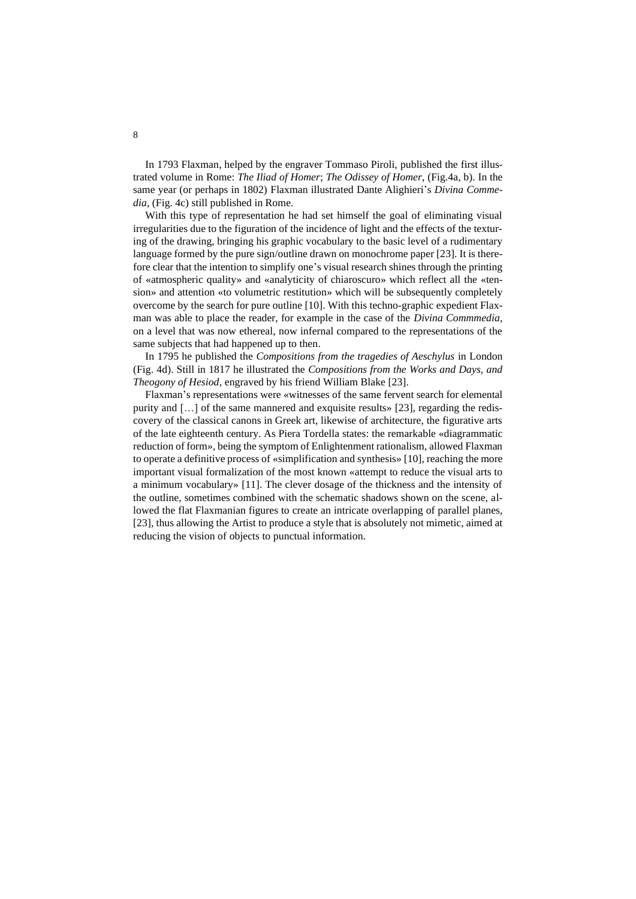In 1793 Flaxman, helped by the engraver Tommaso Piroli, published the first illustrated volume in Rome: *The Iliad of Homer*; *The Odissey of Homer*, (Fig.4a, b). In the same year (or perhaps in 1802) Flaxman illustrated Dante Alighieri's *Divina Commedia*, (Fig. 4c) still published in Rome.

With this type of representation he had set himself the goal of eliminating visual irregularities due to the figuration of the incidence of light and the effects of the texturing of the drawing, bringing his graphic vocabulary to the basic level of a rudimentary language formed by the pure sign/outline drawn on monochrome paper [23]. It is therefore clear that the intention to simplify one's visual research shines through the printing of «atmospheric quality» and «analyticity of chiaroscuro» which reflect all the «tension» and attention «to volumetric restitution» which will be subsequently completely overcome by the search for pure outline [10]. With this techno-graphic expedient Flaxman was able to place the reader, for example in the case of the *Divina Commmedia*, on a level that was now ethereal, now infernal compared to the representations of the same subjects that had happened up to then.

In 1795 he published the *Compositions from the tragedies of Aeschylus* in London (Fig. 4d). Still in 1817 he illustrated the *Compositions from the Works and Days, and Theogony of Hesiod*, engraved by his friend William Blake [23].

Flaxman's representations were «witnesses of the same fervent search for elemental purity and […] of the same mannered and exquisite results» [23], regarding the rediscovery of the classical canons in Greek art, likewise of architecture, the figurative arts of the late eighteenth century. As Piera Tordella states: the remarkable «diagrammatic reduction of form», being the symptom of Enlightenment rationalism, allowed Flaxman to operate a definitive process of «simplification and synthesis» [10], reaching the more important visual formalization of the most known «attempt to reduce the visual arts to a minimum vocabulary» [11]. The clever dosage of the thickness and the intensity of the outline, sometimes combined with the schematic shadows shown on the scene, allowed the flat Flaxmanian figures to create an intricate overlapping of parallel planes, [23], thus allowing the Artist to produce a style that is absolutely not mimetic, aimed at reducing the vision of objects to punctual information.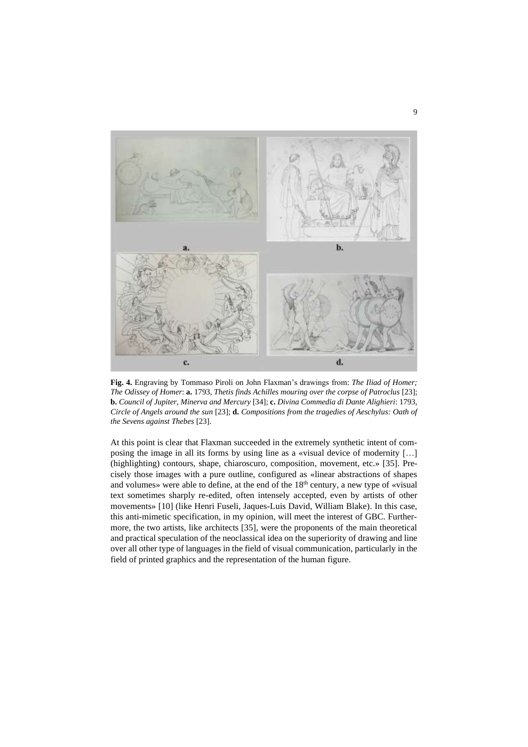**Fig. 4.** Engraving by Tommaso Piroli on John Flaxman's drawings from: *The Iliad of Homer; The Odissey of Homer*: **a.** 1793, *Thetis finds Achilles mouring over the corpse of Patroclus* [23]; **b.** *Council of Jupiter, Minerva and Mercury* [34]; **c.** *Divina Commedia di Dante Alighieri*: 1793, *Circle of Angels around the sun* [23]; **d.** *Compositions from the tragedies of Aeschylus: Oath of the Sevens against Thebes* [23].

At this point is clear that Flaxman succeeded in the extremely synthetic intent of composing the image in all its forms by using line as a «visual device of modernity […] (highlighting) contours, shape, chiaroscuro, composition, movement, etc.» [35]. Precisely those images with a pure outline, configured as «linear abstractions of shapes and volumes» were able to define, at the end of the 18th century, a new type of «visual text sometimes sharply re-edited, often intensely accepted, even by artists of other movements» [10] (like Henri Fuseli, Jaques-Luis David, William Blake). In this case, this anti-mimetic specification, in my opinion, will meet the interest of GBC. Furthermore, the two artists, like architects [35], were the proponents of the main theoretical and practical speculation of the neoclassical idea on the superiority of drawing and line over all other type of languages in the field of visual communication, particularly in the field of printed graphics and the representation of the human figure.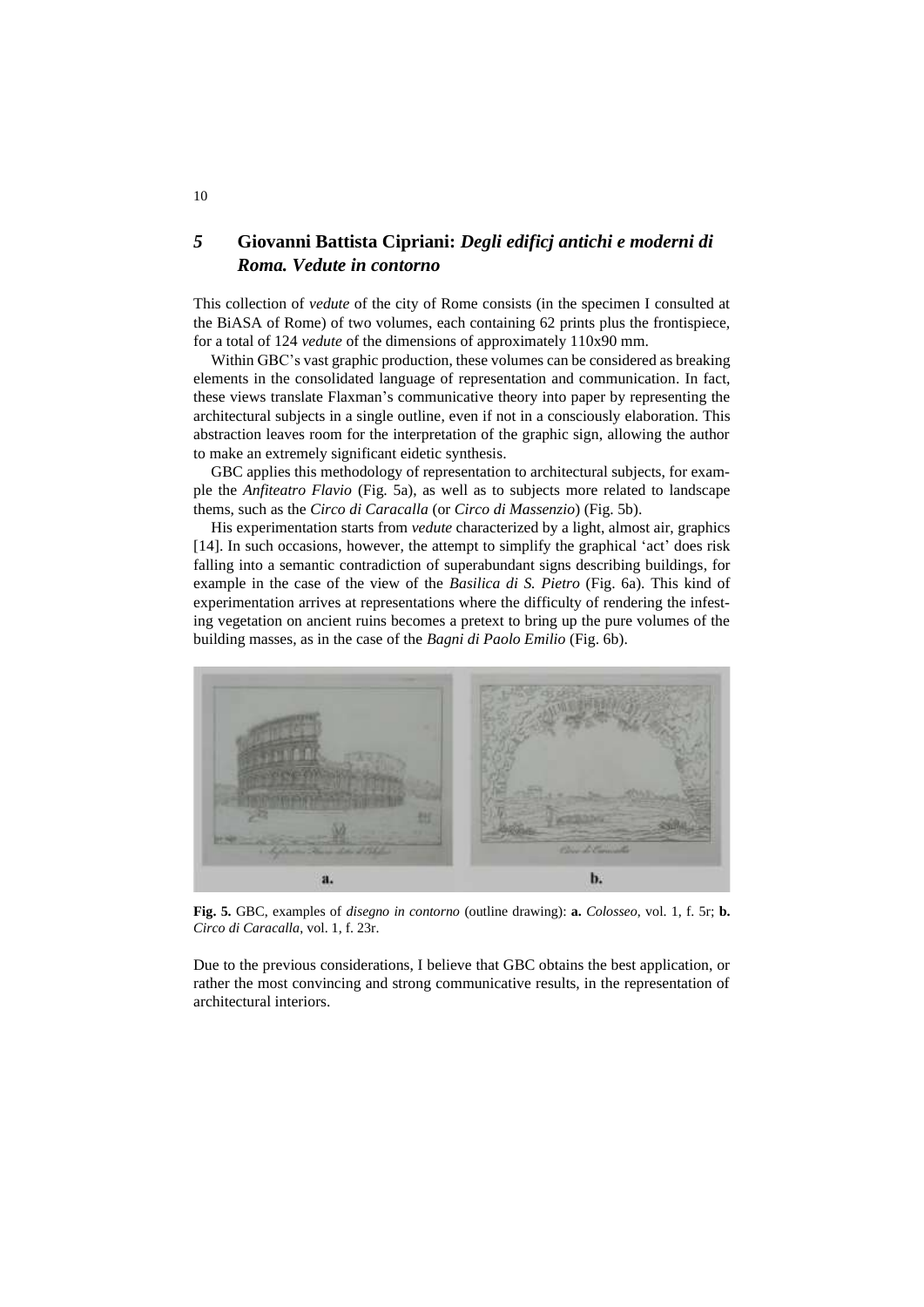## *5* Giovanni Battista Cipriani: *Degli edificj antichi e moderni di Roma. Vedute in contorno*

This collection of *vedute* of the city of Rome consists (in the specimen I consulted at the BiASA of Rome) of two volumes, each containing 62 prints plus the frontispiece, for a total of 124 *vedute* of the dimensions of approximately 110x90 mm.

Within GBC's vast graphic production, these volumes can be considered as breaking elements in the consolidated language of representation and communication. In fact, these views translate Flaxman's communicative theory into paper by representing the architectural subjects in a single outline, even if not in a consciously elaboration. This abstraction leaves room for the interpretation of the graphic sign, allowing the author to make an extremely significant eidetic synthesis.

GBC applies this methodology of representation to architectural subjects, for example the *Anfiteatro Flavio* (Fig. 5a), as well as to subjects more related to landscape thems, such as the *Circo di Caracalla* (or *Circo di Massenzio*) (Fig. 5b).

His experimentation starts from *vedute* characterized by a light, almost air, graphics [14]. In such occasions, however, the attempt to simplify the graphical 'act' does risk falling into a semantic contradiction of superabundant signs describing buildings, for example in the case of the view of the *Basilica di S. Pietro* (Fig. 6a). This kind of experimentation arrives at representations where the difficulty of rendering the infesting vegetation on ancient ruins becomes a pretext to bring up the pure volumes of the building masses, as in the case of the *Bagni di Paolo Emilio* (Fig. 6b).

**Fig. 5.** GBC, examples of *disegno in contorno* (outline drawing): **a.** *Colosseo*, vol. 1, f. 5r; **b.** *Circo di Caracalla*, vol. 1, f. 23r.

Due to the previous considerations, I believe that GBC obtains the best application, or rather the most convincing and strong communicative results, in the representation of architectural interiors.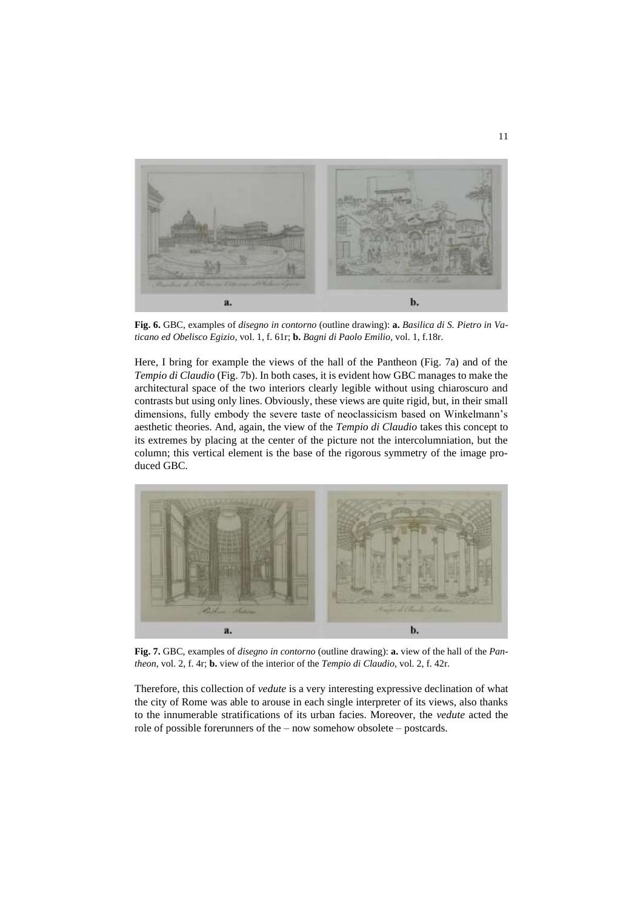**Fig. 6.** GBC, examples of *disegno in contorno* (outline drawing): **a.** *Basilica di S. Pietro in Vaticano ed Obelisco Egizio*, vol. 1, f. 61r; **b.** *Bagni di Paolo Emilio*, vol. 1, f.18r.

Here, I bring for example the views of the hall of the Pantheon (Fig. 7a) and of the *Tempio di Claudio* (Fig. 7b). In both cases, it is evident how GBC manages to make the architectural space of the two interiors clearly legible without using chiaroscuro and contrasts but using only lines. Obviously, these views are quite rigid, but, in their small dimensions, fully embody the severe taste of neoclassicism based on Winkelmann's aesthetic theories. And, again, the view of the *Tempio di Claudio* takes this concept to its extremes by placing at the center of the picture not the intercolumniation, but the column; this vertical element is the base of the rigorous symmetry of the image produced GBC.

**Fig. 7.** GBC, examples of *disegno in contorno* (outline drawing): **a.** view of the hall of the *Pantheon*, vol. 2, f. 4r; **b.** view of the interior of the *Tempio di Claudio*, vol. 2, f. 42r.

Therefore, this collection of *vedute* is a very interesting expressive declination of what the city of Rome was able to arouse in each single interpreter of its views, also thanks to the innumerable stratifications of its urban facies. Moreover, the *vedute* acted the role of possible forerunners of the – now somehow obsolete – postcards.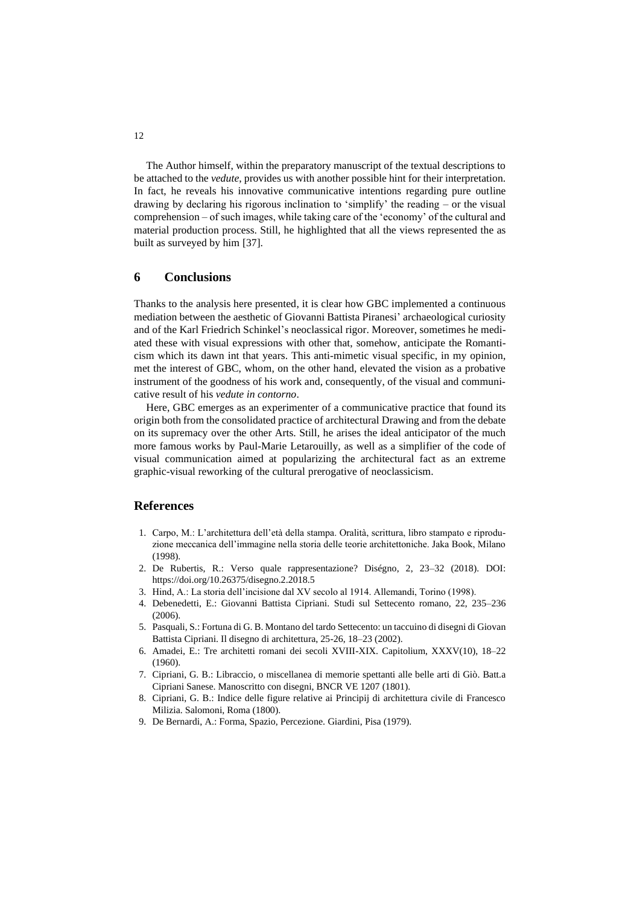The Author himself, within the preparatory manuscript of the textual descriptions to be attached to the *vedute*, provides us with another possible hint for their interpretation. In fact, he reveals his innovative communicative intentions regarding pure outline drawing by declaring his rigorous inclination to 'simplify' the reading – or the visual comprehension – of such images, while taking care of the 'economy' of the cultural and material production process. Still, he highlighted that all the views represented the as built as surveyed by him [37].

## 6 Conclusions

Thanks to the analysis here presented, it is clear how GBC implemented a continuous mediation between the aesthetic of Giovanni Battista Piranesi' archaeological curiosity and of the Karl Friedrich Schinkel's neoclassical rigor. Moreover, sometimes he mediated these with visual expressions with other that, somehow, anticipate the Romanticism which its dawn int that years. This anti-mimetic visual specific, in my opinion, met the interest of GBC, whom, on the other hand, elevated the vision as a probative instrument of the goodness of his work and, consequently, of the visual and communicative result of his *vedute in contorno*.

Here, GBC emerges as an experimenter of a communicative practice that found its origin both from the consolidated practice of architectural Drawing and from the debate on its supremacy over the other Arts. Still, he arises the ideal anticipator of the much more famous works by Paul-Marie Letarouilly, as well as a simplifier of the code of visual communication aimed at popularizing the architectural fact as an extreme graphic-visual reworking of the cultural prerogative of neoclassicism.

## References

1. Carpo, M.: L'architettura dell'età della stampa. Oralità, scrittura, libro stampato e riproduzione meccanica dell'immagine nella storia delle teorie architettoniche. Jaka Book, Milano (1998).
2. De Rubertis, R.: Verso quale rappresentazione? Diségno, 2, 23–32 (2018). DOI: https://doi.org/10.26375/disegno.2.2018.5
3. Hind, A.: La storia dell'incisione dal XV secolo al 1914. Allemandi, Torino (1998).
4. Debenedetti, E.: Giovanni Battista Cipriani. Studi sul Settecento romano, 22, 235–236 (2006).
5. Pasquali, S.: Fortuna di G. B. Montano del tardo Settecento: un taccuino di disegni di Giovan Battista Cipriani. Il disegno di architettura, 25-26, 18–23 (2002).
6. Amadei, E.: Tre architetti romani dei secoli XVIII-XIX. Capitolium, XXXV(10), 18–22 (1960).
7. Cipriani, G. B.: Libraccio, o miscellanea di memorie spettanti alle belle arti di Giò. Batt.a Cipriani Sanese. Manoscritto con disegni, BNCR VE 1207 (1801).
8. Cipriani, G. B.: Indice delle figure relative ai Principij di architettura civile di Francesco Milizia. Salomoni, Roma (1800).
9. De Bernardi, A.: Forma, Spazio, Percezione. Giardini, Pisa (1979).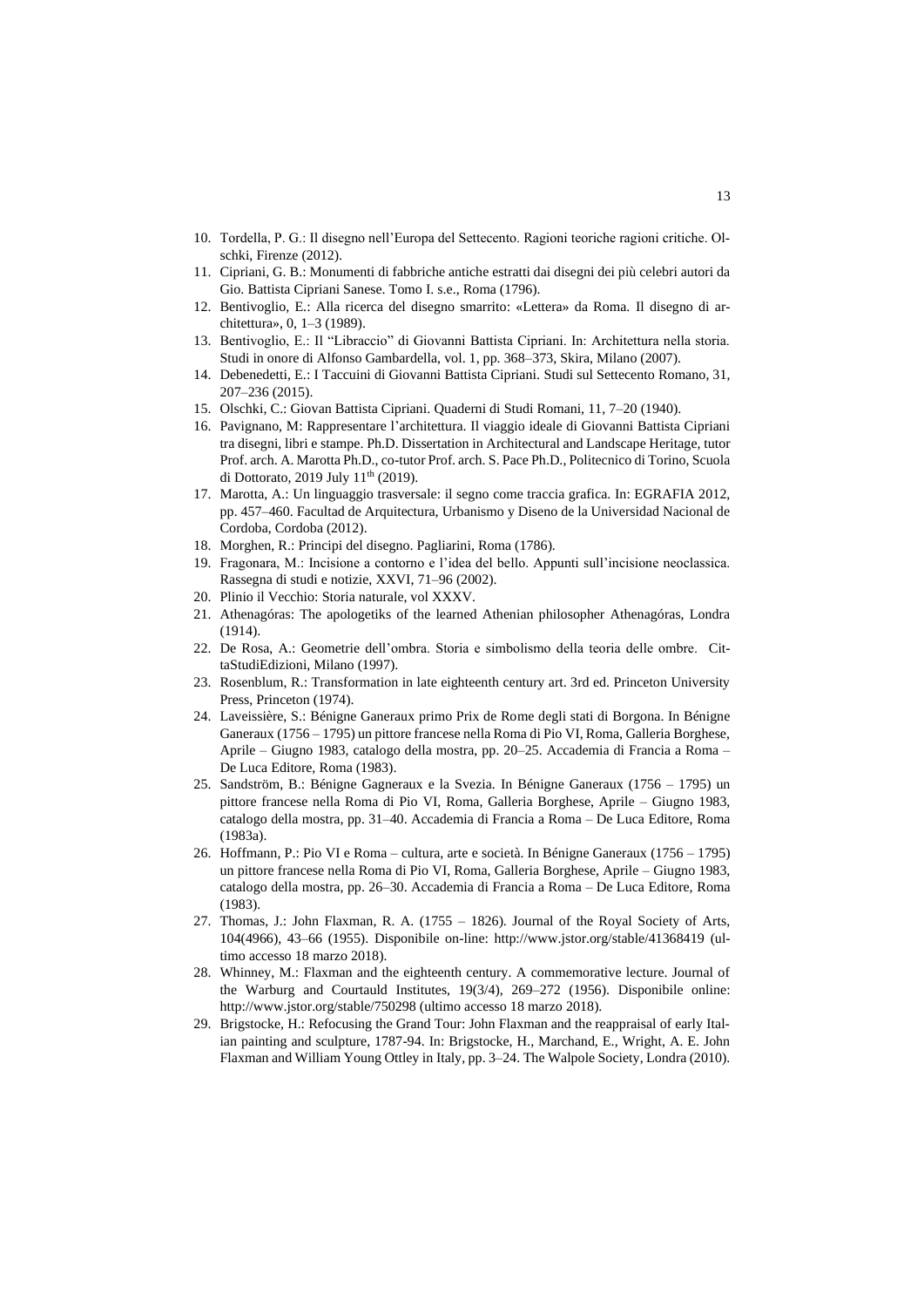10. Tordella, P. G.: Il disegno nell'Europa del Settecento. Ragioni teoriche ragioni critiche. Olschki, Firenze (2012).
11. Cipriani, G. B.: Monumenti di fabbriche antiche estratti dai disegni dei più celebri autori da Gio. Battista Cipriani Sanese. Tomo I. s.e., Roma (1796).
12. Bentivoglio, E.: Alla ricerca del disegno smarrito: «Lettera» da Roma. Il disegno di architettura», 0, 1–3 (1989).
13. Bentivoglio, E.: Il "Libraccio" di Giovanni Battista Cipriani. In: Architettura nella storia. Studi in onore di Alfonso Gambardella, vol. 1, pp. 368–373, Skira, Milano (2007).
14. Debenedetti, E.: I Taccuini di Giovanni Battista Cipriani. Studi sul Settecento Romano, 31, 207–236 (2015).
15. Olschki, C.: Giovan Battista Cipriani. Quaderni di Studi Romani, 11, 7–20 (1940).
16. Pavignano, M: Rappresentare l'architettura. Il viaggio ideale di Giovanni Battista Cipriani tra disegni, libri e stampe. Ph.D. Dissertation in Architectural and Landscape Heritage, tutor Prof. arch. A. Marotta Ph.D., co-tutor Prof. arch. S. Pace Ph.D., Politecnico di Torino, Scuola di Dottorato, 2019 July 11th (2019).
17. Marotta, A.: Un linguaggio trasversale: il segno come traccia grafica. In: EGRAFIA 2012, pp. 457–460. Facultad de Arquitectura, Urbanismo y Diseno de la Universidad Nacional de Cordoba, Cordoba (2012).
18. Morghen, R.: Principi del disegno. Pagliarini, Roma (1786).
19. Fragonara, M.: Incisione a contorno e l'idea del bello. Appunti sull'incisione neoclassica. Rassegna di studi e notizie, XXVI, 71–96 (2002).
20. Plinio il Vecchio: Storia naturale, vol XXXV.
21. Athenagóras: The apologetiks of the learned Athenian philosopher Athenagóras, Londra (1914).
22. De Rosa, A.: Geometrie dell'ombra. Storia e simbolismo della teoria delle ombre. CittaStudiEdizioni, Milano (1997).
23. Rosenblum, R.: Transformation in late eighteenth century art. 3rd ed. Princeton University Press, Princeton (1974).
24. Laveissière, S.: Bénigne Ganeraux primo Prix de Rome degli stati di Borgona. In Bénigne Ganeraux (1756 – 1795) un pittore francese nella Roma di Pio VI, Roma, Galleria Borghese, Aprile – Giugno 1983, catalogo della mostra, pp. 20–25. Accademia di Francia a Roma – De Luca Editore, Roma (1983).
25. Sandström, B.: Bénigne Gagneraux e la Svezia. In Bénigne Ganeraux (1756 – 1795) un pittore francese nella Roma di Pio VI, Roma, Galleria Borghese, Aprile – Giugno 1983, catalogo della mostra, pp. 31–40. Accademia di Francia a Roma – De Luca Editore, Roma (1983a).
26. Hoffmann, P.: Pio VI e Roma – cultura, arte e società. In Bénigne Ganeraux (1756 – 1795) un pittore francese nella Roma di Pio VI, Roma, Galleria Borghese, Aprile – Giugno 1983, catalogo della mostra, pp. 26–30. Accademia di Francia a Roma – De Luca Editore, Roma (1983).
27. Thomas, J.: John Flaxman, R. A. (1755 – 1826). Journal of the Royal Society of Arts, 104(4966), 43–66 (1955). Disponibile on-line: http://www.jstor.org/stable/41368419 (ultimo accesso 18 marzo 2018).
28. Whinney, M.: Flaxman and the eighteenth century. A commemorative lecture. Journal of the Warburg and Courtauld Institutes, 19(3/4), 269–272 (1956). Disponibile online: http://www.jstor.org/stable/750298 (ultimo accesso 18 marzo 2018).
29. Brigstocke, H.: Refocusing the Grand Tour: John Flaxman and the reappraisal of early Italian painting and sculpture, 1787-94. In: Brigstocke, H., Marchand, E., Wright, A. E. John Flaxman and William Young Ottley in Italy, pp. 3–24. The Walpole Society, Londra (2010).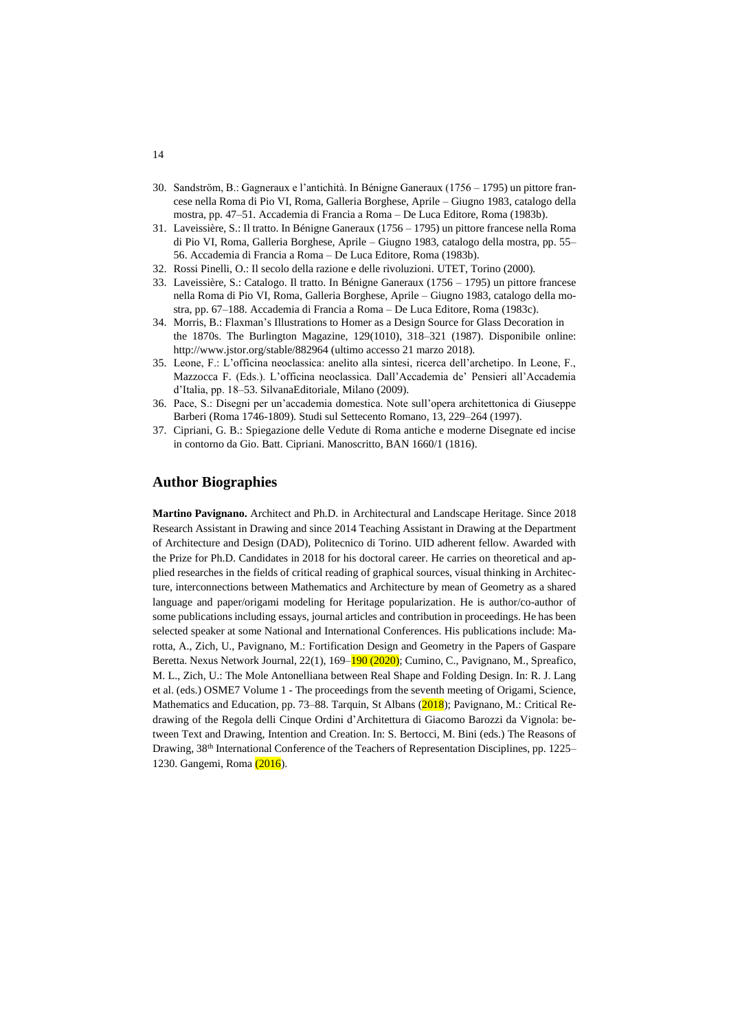30. Sandström, B.: Gagneraux e l'antichità. In Bénigne Ganeraux (1756 – 1795) un pittore francese nella Roma di Pio VI, Roma, Galleria Borghese, Aprile – Giugno 1983, catalogo della mostra, pp. 47–51. Accademia di Francia a Roma – De Luca Editore, Roma (1983b).
31. Laveissière, S.: Il tratto. In Bénigne Ganeraux (1756 – 1795) un pittore francese nella Roma di Pio VI, Roma, Galleria Borghese, Aprile – Giugno 1983, catalogo della mostra, pp. 55–56. Accademia di Francia a Roma – De Luca Editore, Roma (1983b).
32. Rossi Pinelli, O.: Il secolo della razione e delle rivoluzioni. UTET, Torino (2000).
33. Laveissière, S.: Catalogo. Il tratto. In Bénigne Ganeraux (1756 – 1795) un pittore francese nella Roma di Pio VI, Roma, Galleria Borghese, Aprile – Giugno 1983, catalogo della mostra, pp. 67–188. Accademia di Francia a Roma – De Luca Editore, Roma (1983c).
34. Morris, B.: Flaxman's Illustrations to Homer as a Design Source for Glass Decoration in the 1870s. The Burlington Magazine, 129(1010), 318–321 (1987). Disponibile online: http://www.jstor.org/stable/882964 (ultimo accesso 21 marzo 2018).
35. Leone, F.: L'officina neoclassica: anelito alla sintesi, ricerca dell'archetipo. In Leone, F., Mazzocca F. (Eds.). L'officina neoclassica. Dall'Accademia de' Pensieri all'Accademia d'Italia, pp. 18–53. SilvanaEditoriale, Milano (2009).
36. Pace, S.: Disegni per un'accademia domestica. Note sull'opera architettonica di Giuseppe Barberi (Roma 1746-1809). Studi sul Settecento Romano, 13, 229–264 (1997).
37. Cipriani, G. B.: Spiegazione delle Vedute di Roma antiche e moderne Disegnate ed incise in contorno da Gio. Batt. Cipriani. Manoscritto, BAN 1660/1 (1816).

## Author Biographies

**Martino Pavignano.** Architect and Ph.D. in Architectural and Landscape Heritage. Since 2018 Research Assistant in Drawing and since 2014 Teaching Assistant in Drawing at the Department of Architecture and Design (DAD), Politecnico di Torino. UID adherent fellow. Awarded with the Prize for Ph.D. Candidates in 2018 for his doctoral career. He carries on theoretical and applied researches in the fields of critical reading of graphical sources, visual thinking in Architecture, interconnections between Mathematics and Architecture by mean of Geometry as a shared language and paper/origami modeling for Heritage popularization. He is author/co-author of some publications including essays, journal articles and contribution in proceedings. He has been selected speaker at some National and International Conferences. His publications include: Marotta, A., Zich, U., Pavignano, M.: Fortification Design and Geometry in the Papers of Gaspare Beretta. Nexus Network Journal, 22(1), 169–190 (2020); Cumino, C., Pavignano, M., Spreafico, M. L., Zich, U.: The Mole Antonelliana between Real Shape and Folding Design. In: R. J. Lang et al. (eds.) OSME7 Volume 1 - The proceedings from the seventh meeting of Origami, Science, Mathematics and Education, pp. 73–88. Tarquin, St Albans (2018); Pavignano, M.: Critical Redrawing of the Regola delli Cinque Ordini d'Architettura di Giacomo Barozzi da Vignola: between Text and Drawing, Intention and Creation. In: S. Bertocci, M. Bini (eds.) The Reasons of Drawing, 38th International Conference of the Teachers of Representation Disciplines, pp. 1225–1230. Gangemi, Roma (2016).